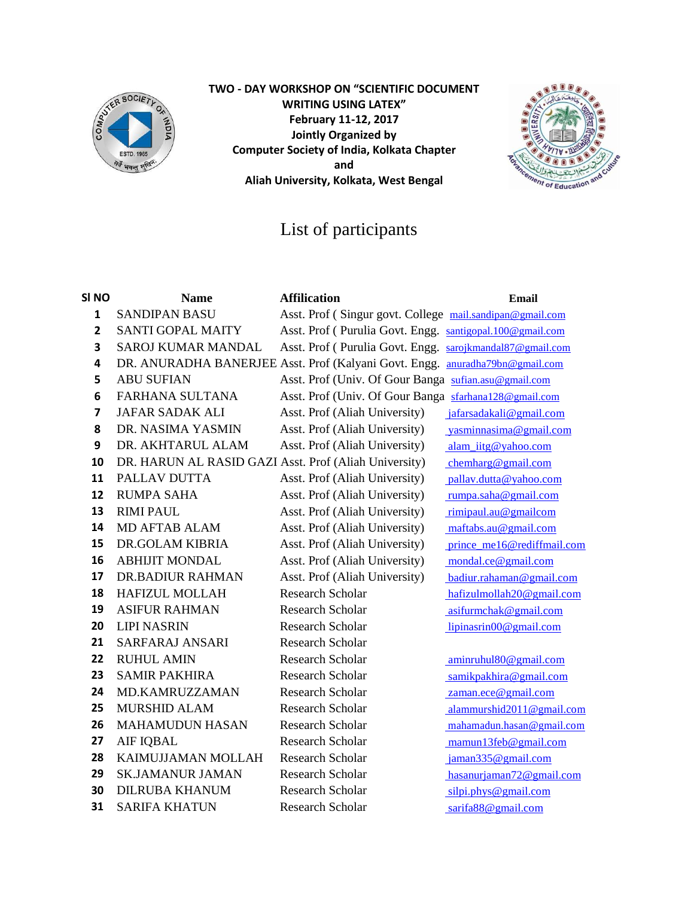**TWO - DAY WORKSHOP ON "SCIENTIFIC DOCUMENT WRITING USING LATEX"**
**February 11-12, 2017**
**Jointly Organized by**
**Computer Society of India, Kolkata Chapter**
**and**
**Aliah University, Kolkata, West Bengal**

# List of participants

| Sl NO | Name | Affilication | Email |
|---|---|---|---|
| 1 | SANDIPAN BASU | Asst. Prof ( Singur govt. College | mail.sandipan@gmail.com |
| 2 | SANTI GOPAL MAITY | Asst. Prof ( Purulia Govt. Engg. | santigopal.100@gmail.com |
| 3 | SAROJ KUMAR MANDAL | Asst. Prof ( Purulia Govt. Engg. | sarojkmandal87@gmail.com |
| 4 | DR. ANURADHA BANERJEE | Asst. Prof (Kalyani Govt. Engg. | anuradha79bn@gmail.com |
| 5 | ABU SUFIAN | Asst. Prof (Univ. Of Gour Banga | sufian.asu@gmail.com |
| 6 | FARHANA SULTANA | Asst. Prof (Univ. Of Gour Banga | sfarhana128@gmail.com |
| 7 | JAFAR SADAK ALI | Asst. Prof (Aliah University) | jafarsadakali@gmail.com |
| 8 | DR. NASIMA YASMIN | Asst. Prof (Aliah University) | yasminnasima@gmail.com |
| 9 | DR. AKHTARUL ALAM | Asst. Prof (Aliah University) | alam_iitg@yahoo.com |
| 10 | DR. HARUN AL RASID GAZI | Asst. Prof (Aliah University) | chemharg@gmail.com |
| 11 | PALLAV DUTTA | Asst. Prof (Aliah University) | pallav.dutta@yahoo.com |
| 12 | RUMPA SAHA | Asst. Prof (Aliah University) | rumpa.saha@gmail.com |
| 13 | RIMI PAUL | Asst. Prof (Aliah University) | rimipaul.au@gmailcom |
| 14 | MD AFTAB ALAM | Asst. Prof (Aliah University) | maftabs.au@gmail.com |
| 15 | DR.GOLAM KIBRIA | Asst. Prof (Aliah University) | prince_me16@rediffmail.com |
| 16 | ABHIJIT MONDAL | Asst. Prof (Aliah University) | mondal.ce@gmail.com |
| 17 | DR.BADIUR RAHMAN | Asst. Prof (Aliah University) | badiur.rahaman@gmail.com |
| 18 | HAFIZUL MOLLAH | Research Scholar | hafizulmollah20@gmail.com |
| 19 | ASIFUR RAHMAN | Research Scholar | asifurmchak@gmail.com |
| 20 | LIPI NASRIN | Research Scholar | lipinasrin00@gmail.com |
| 21 | SARFARAJ ANSARI | Research Scholar | |
| 22 | RUHUL AMIN | Research Scholar | aminruhul80@gmail.com |
| 23 | SAMIR PAKHIRA | Research Scholar | samikpakhira@gmail.com |
| 24 | MD.KAMRUZZAMAN | Research Scholar | zaman.ece@gmail.com |
| 25 | MURSHID ALAM | Research Scholar | alammurshid2011@gmail.com |
| 26 | MAHAMUDUN HASAN | Research Scholar | mahamadun.hasan@gmail.com |
| 27 | AIF IQBAL | Research Scholar | mamun13feb@gmail.com |
| 28 | KAIMUJJAMAN MOLLAH | Research Scholar | jaman335@gmail.com |
| 29 | SK.JAMANUR JAMAN | Research Scholar | hasanurjaman72@gmail.com |
| 30 | DILRUBA KHANUM | Research Scholar | silpi.phys@gmail.com |
| 31 | SARIFA KHATUN | Research Scholar | sarifa88@gmail.com |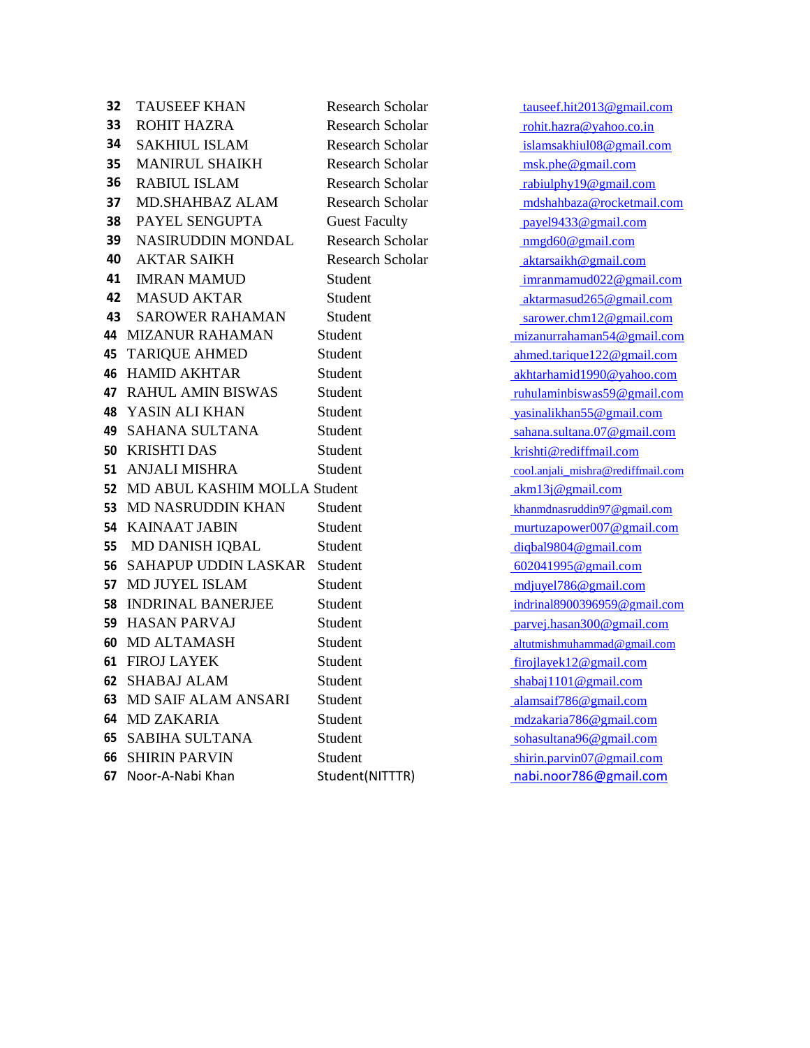| | | | |
|---|---|---|---|
| 32 | TAUSEEF KHAN | Research Scholar | tauseef.hit2013@gmail.com |
| 33 | ROHIT HAZRA | Research Scholar | rohit.hazra@yahoo.co.in |
| 34 | SAKHIUL ISLAM | Research Scholar | islamsakhiul08@gmail.com |
| 35 | MANIRUL SHAIKH | Research Scholar | msk.phe@gmail.com |
| 36 | RABIUL ISLAM | Research Scholar | rabiulphy19@gmail.com |
| 37 | MD.SHAHBAZ ALAM | Research Scholar | mdshahbaza@rocketmail.com |
| 38 | PAYEL SENGUPTA | Guest Faculty | payel9433@gmail.com |
| 39 | NASIRUDDIN MONDAL | Research Scholar | nmgd60@gmail.com |
| 40 | AKTAR SAIKH | Research Scholar | aktarsaikh@gmail.com |
| 41 | IMRAN MAMUD | Student | imranmamud022@gmail.com |
| 42 | MASUD AKTAR | Student | aktarmasud265@gmail.com |
| 43 | SAROWER RAHAMAN | Student | sarower.chm12@gmail.com |
| 44 | MIZANUR RAHAMAN | Student | mizanurrahaman54@gmail.com |
| 45 | TARIQUE AHMED | Student | ahmed.tarique122@gmail.com |
| 46 | HAMID AKHTAR | Student | akhtarhamid1990@yahoo.com |
| 47 | RAHUL AMIN BISWAS | Student | ruhulaminbiswas59@gmail.com |
| 48 | YASIN ALI KHAN | Student | yasinalikhan55@gmail.com |
| 49 | SAHANA SULTANA | Student | sahana.sultana.07@gmail.com |
| 50 | KRISHTI DAS | Student | krishti@rediffmail.com |
| 51 | ANJALI MISHRA | Student | cool.anjali_mishra@rediffmail.com |
| 52 | MD ABUL KASHIM MOLLA | Student | akm13j@gmail.com |
| 53 | MD NASRUDDIN KHAN | Student | khanmdnasruddin97@gmail.com |
| 54 | KAINAAT JABIN | Student | murtuzapower007@gmail.com |
| 55 | MD DANISH IQBAL | Student | diqbal9804@gmail.com |
| 56 | SAHAPUP UDDIN LASKAR | Student | 602041995@gmail.com |
| 57 | MD JUYEL ISLAM | Student | mdjuyel786@gmail.com |
| 58 | INDRINAL BANERJEE | Student | indrinal8900396959@gmail.com |
| 59 | HASAN PARVAJ | Student | parvej.hasan300@gmail.com |
| 60 | MD ALTAMASH | Student | altutmishmuhammad@gmail.com |
| 61 | FIROJ LAYEK | Student | firojlayek12@gmail.com |
| 62 | SHABAJ ALAM | Student | shabaj1101@gmail.com |
| 63 | MD SAIF ALAM ANSARI | Student | alamsaif786@gmail.com |
| 64 | MD ZAKARIA | Student | mdzakaria786@gmail.com |
| 65 | SABIHA SULTANA | Student | sohasultana96@gmail.com |
| 66 | SHIRIN PARVIN | Student | shirin.parvin07@gmail.com |
| 67 | Noor-A-Nabi Khan | Student(NITTTR) | nabi.noor786@gmail.com |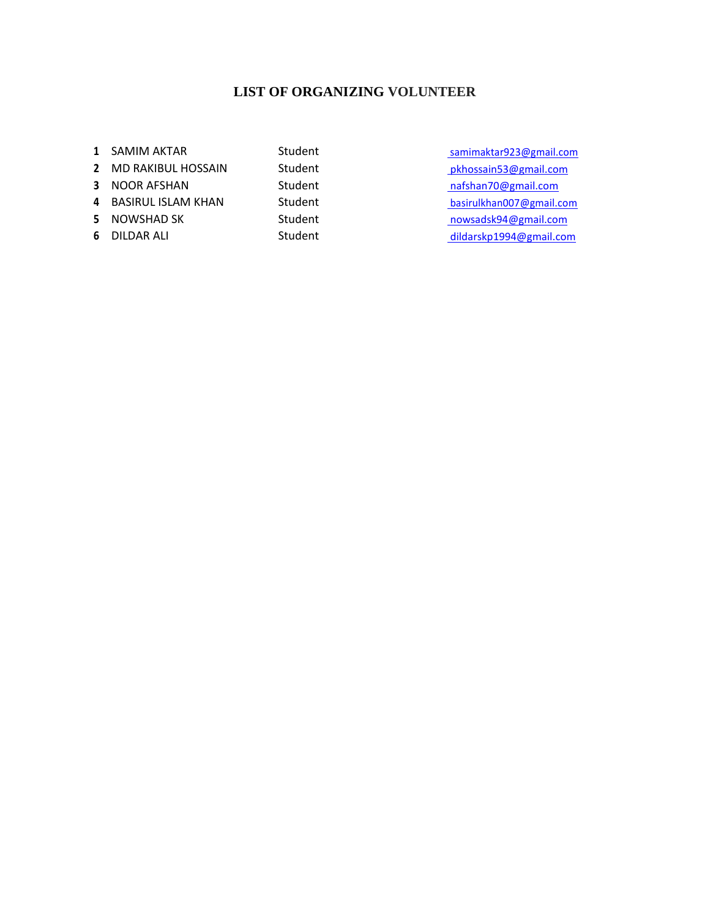# LIST OF ORGANIZING VOLUNTEER

| | | | |
|---|---|---|---|
| 1 | SAMIM AKTAR | Student | samimaktar923@gmail.com |
| 2 | MD RAKIBUL HOSSAIN | Student | pkhossain53@gmail.com |
| 3 | NOOR AFSHAN | Student | nafshan70@gmail.com |
| 4 | BASIRUL ISLAM KHAN | Student | basirulkhan007@gmail.com |
| 5 | NOWSHAD SK | Student | nowsadsk94@gmail.com |
| 6 | DILDAR ALI | Student | dildarskp1994@gmail.com |